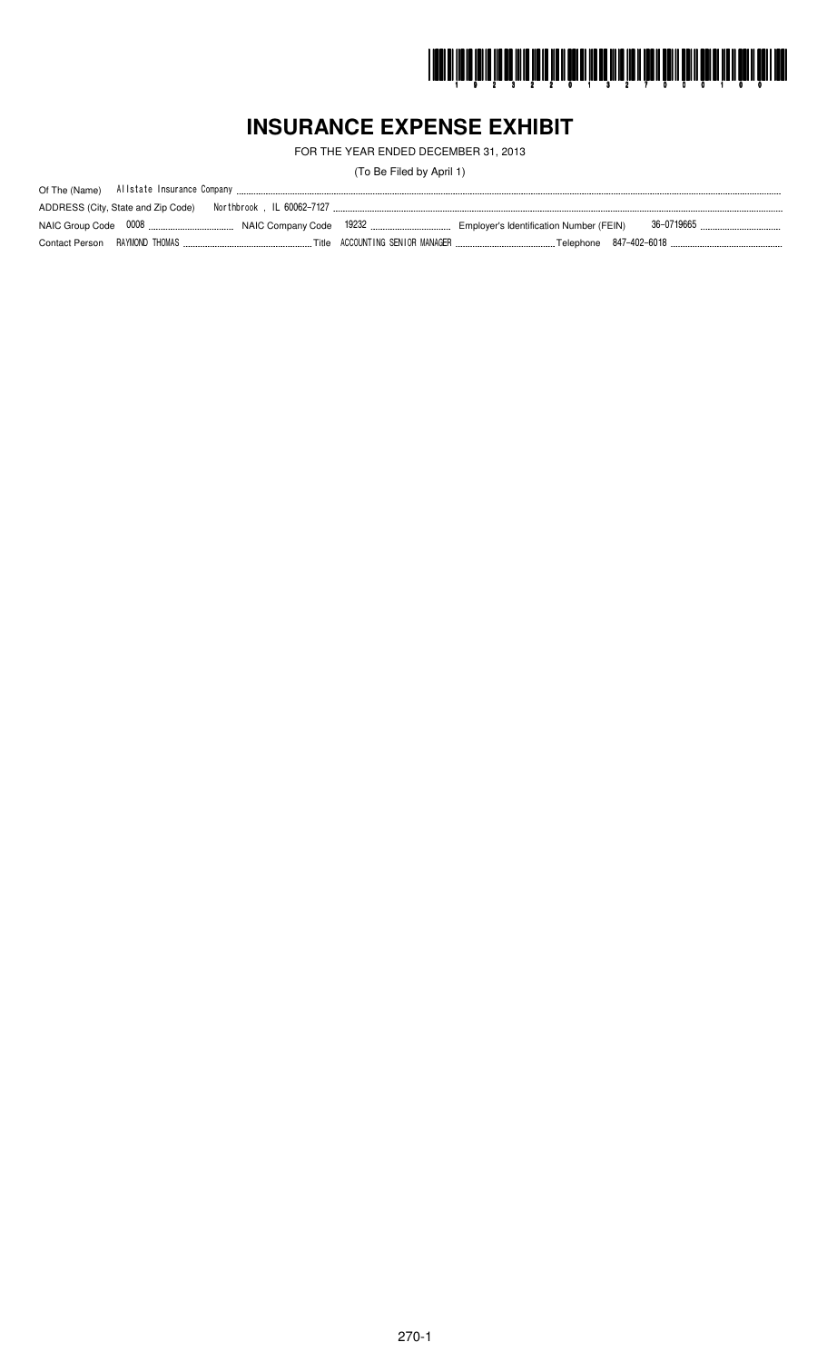# INSURANCE EXPENSE EXHIBIT

FOR THE YEAR ENDED DECEMBER 31, 2013

(To Be Filed by April 1)

Of The (Name) Allstate Insurance Company

ADDRESS (City, State and Zip Code) Northbrook , IL 60062-7127

NAIC Group Code 0008 NAIC Company Code 19232 Employer's Identification Number (FEIN) 36-0719665

Contact Person RAYMOND THOMAS Title ACCOUNTING SENIOR MANAGER Telephone 847-402-6018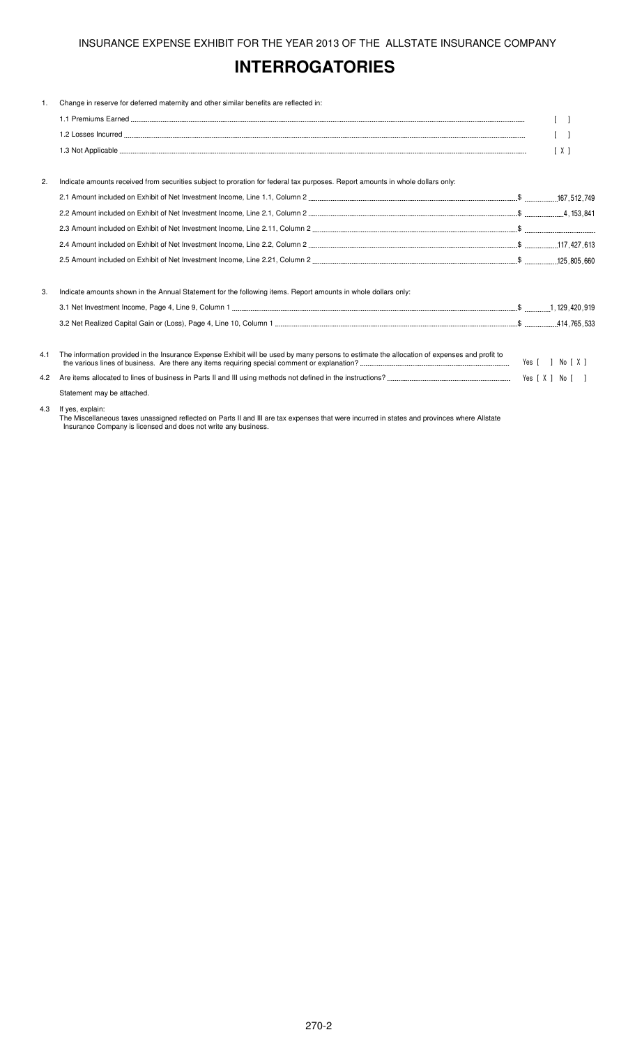INSURANCE EXPENSE EXHIBIT FOR THE YEAR 2013 OF THE ALLSTATE INSURANCE COMPANY

# INTERROGATORIES

1. Change in reserve for deferred maternity and other similar benefits are reflected in:

   1.1 Premiums Earned [ ]

   1.2 Losses Incurred [ ]

   1.3 Not Applicable [ X ]

2. Indicate amounts received from securities subject to proration for federal tax purposes. Report amounts in whole dollars only:

   2.1 Amount included on Exhibit of Net Investment Income, Line 1.1, Column 2 $ 167,512,749

   2.2 Amount included on Exhibit of Net Investment Income, Line 2.1, Column 2 $ 4,153,841

   2.3 Amount included on Exhibit of Net Investment Income, Line 2.11, Column 2 $

   2.4 Amount included on Exhibit of Net Investment Income, Line 2.2, Column 2 $ 117,427,613

   2.5 Amount included on Exhibit of Net Investment Income, Line 2.21, Column 2 $ 125,805,660

3. Indicate amounts shown in the Annual Statement for the following items. Report amounts in whole dollars only:

   3.1 Net Investment Income, Page 4, Line 9, Column 1 $ 1,129,420,919

   3.2 Net Realized Capital Gain or (Loss), Page 4, Line 10, Column 1 $ 414,765,533

4.1 The information provided in the Insurance Expense Exhibit will be used by many persons to estimate the allocation of expenses and profit to the various lines of business. Are there any items requiring special comment or explanation? Yes [ ] No [ X ]

4.2 Are items allocated to lines of business in Parts II and III using methods not defined in the instructions? Yes [ X ] No [ ]

Statement may be attached.

4.3 If yes, explain:
The Miscellaneous taxes unassigned reflected on Parts II and III are tax expenses that were incurred in states and provinces where Allstate Insurance Company is licensed and does not write any business.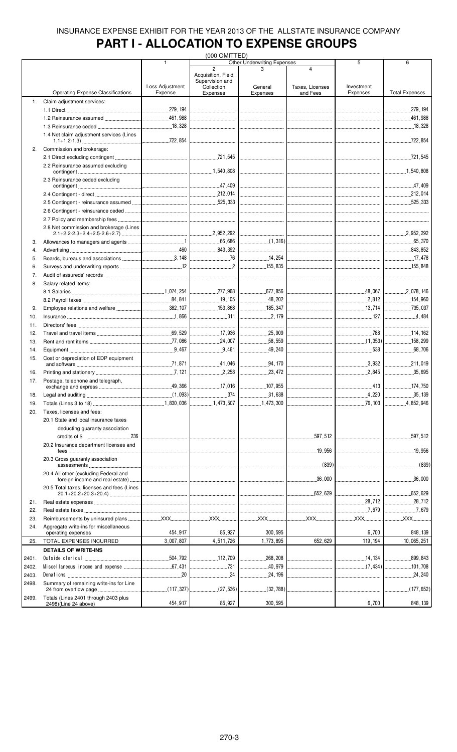INSURANCE EXPENSE EXHIBIT FOR THE YEAR 2013 OF THE ALLSTATE INSURANCE COMPANY

# PART I - ALLOCATION TO EXPENSE GROUPS

(000 OMITTED)

| | Operating Expense Classifications | 1<br>Loss Adjustment Expense | Other Underwriting Expenses<br>2<br>Acquisition, Field Supervision and Collection Expenses | 3<br>General Expenses | 4<br>Taxes, Licenses and Fees | 5<br>Investment Expenses | 6<br>Total Expenses |
|---|---|---|---|---|---|---|---|
| 1. | Claim adjustment services: | | | | | | |
| | 1.1 Direct | 279,194 | | | | | 279,194 |
| | 1.2 Reinsurance assumed | 461,988 | | | | | 461,988 |
| | 1.3 Reinsurance ceded | 18,328 | | | | | 18,328 |
| | 1.4 Net claim adjustment services (Lines 1.1+1.2-1.3) | 722,854 | | | | | 722,854 |
| 2. | Commission and brokerage: | | | | | | |
| | 2.1 Direct excluding contingent | | 721,545 | | | | 721,545 |
| | 2.2 Reinsurance assumed excluding contingent | | 1,540,808 | | | | 1,540,808 |
| | 2.3 Reinsurance ceded excluding contingent | | 47,409 | | | | 47,409 |
| | 2.4 Contingent - direct | | 212,014 | | | | 212,014 |
| | 2.5 Contingent - reinsurance assumed | | 525,333 | | | | 525,333 |
| | 2.6 Contingent - reinsurance ceded | | | | | | |
| | 2.7 Policy and membership fees | | | | | | |
| | 2.8 Net commission and brokerage (Lines 2.1+2.2-2.3+2.4+2.5-2.6+2.7) | | 2,952,292 | | | | 2,952,292 |
| 3. | Allowances to managers and agents | 1 | 66,686 | (1,316) | | | 65,370 |
| 4. | Advertising | 460 | 843,392 | | | | 843,852 |
| 5. | Boards, bureaus and associations | 3,148 | 76 | 14,254 | | | 17,478 |
| 6. | Surveys and underwriting reports | 12 | 2 | 155,835 | | | 155,848 |
| 7. | Audit of assureds' records | | | | | | |
| 8. | Salary related items: | | | | | | |
| | 8.1 Salaries | 1,074,254 | 277,968 | 677,856 | | 48,067 | 2,078,146 |
| | 8.2 Payroll taxes | 84,841 | 19,105 | 48,202 | | 2,812 | 154,960 |
| 9. | Employee relations and welfare | 382,107 | 153,868 | 185,347 | | 13,714 | 735,037 |
| 10. | Insurance | 1,866 | 311 | 2,179 | | 127 | 4,484 |
| 11. | Directors' fees | | | | | | |
| 12. | Travel and travel items | 69,529 | 17,936 | 25,909 | | 788 | 114,162 |
| 13. | Rent and rent items | 77,086 | 24,007 | 58,559 | | (1,353) | 158,299 |
| 14. | Equipment | 9,467 | 9,461 | 49,240 | | 538 | 68,706 |
| 15. | Cost or depreciation of EDP equipment and software | 71,871 | 41,046 | 94,170 | | 3,932 | 211,019 |
| 16. | Printing and stationery | 7,121 | 2,258 | 23,472 | | 2,845 | 35,695 |
| 17. | Postage, telephone and telegraph, exchange and express | 49,366 | 17,016 | 107,955 | | 413 | 174,750 |
| 18. | Legal and auditing | (1,093) | 374 | 31,638 | | 4,220 | 35,139 |
| 19. | Totals (Lines 3 to 18) | 1,830,036 | 1,473,507 | 1,473,300 | | 76,103 | 4,852,946 |
| 20. | Taxes, licenses and fees: | | | | | | |
| | 20.1 State and local insurance taxes deducting guaranty association credits of $ 236 | | | | 597,512 | | 597,512 |
| | 20.2 Insurance department licenses and fees | | | | 19,956 | | 19,956 |
| | 20.3 Gross guaranty association assessments | | | | (839) | | (839) |
| | 20.4 All other (excluding Federal and foreign income and real estate) | | | | 36,000 | | 36,000 |
| | 20.5 Total taxes, licenses and fees (Lines 20.1+20.2+20.3+20.4) | | | | 652,629 | | 652,629 |
| 21. | Real estate expenses | | | | | 28,712 | 28,712 |
| 22. | Real estate taxes | | | | | 7,679 | 7,679 |
| 23. | Reimbursements by uninsured plans | XXX | XXX | XXX | XXX | XXX | XXX |
| 24. | Aggregate write-ins for miscellaneous operating expenses | 454,917 | 85,927 | 300,595 | | 6,700 | 848,139 |
| 25. | TOTAL EXPENSES INCURRED | 3,007,807 | 4,511,726 | 1,773,895 | 652,629 | 119,194 | 10,065,251 |
| | **DETAILS OF WRITE-INS** | | | | | | |
| 2401. | Outside clerical | 504,792 | 112,709 | 268,208 | | 14,134 | 899,843 |
| 2402. | Miscellaneous income and expense | 67,431 | 731 | 40,979 | | (7,434) | 101,708 |
| 2403. | Donations | 20 | 24 | 24,196 | | | 24,240 |
| 2498. | Summary of remaining write-ins for Line 24 from overflow page | (117,327) | (27,536) | (32,788) | | | (177,652) |
| 2499. | Totals (Lines 2401 through 2403 plus 2498)(Line 24 above) | 454,917 | 85,927 | 300,595 | | 6,700 | 848,139 |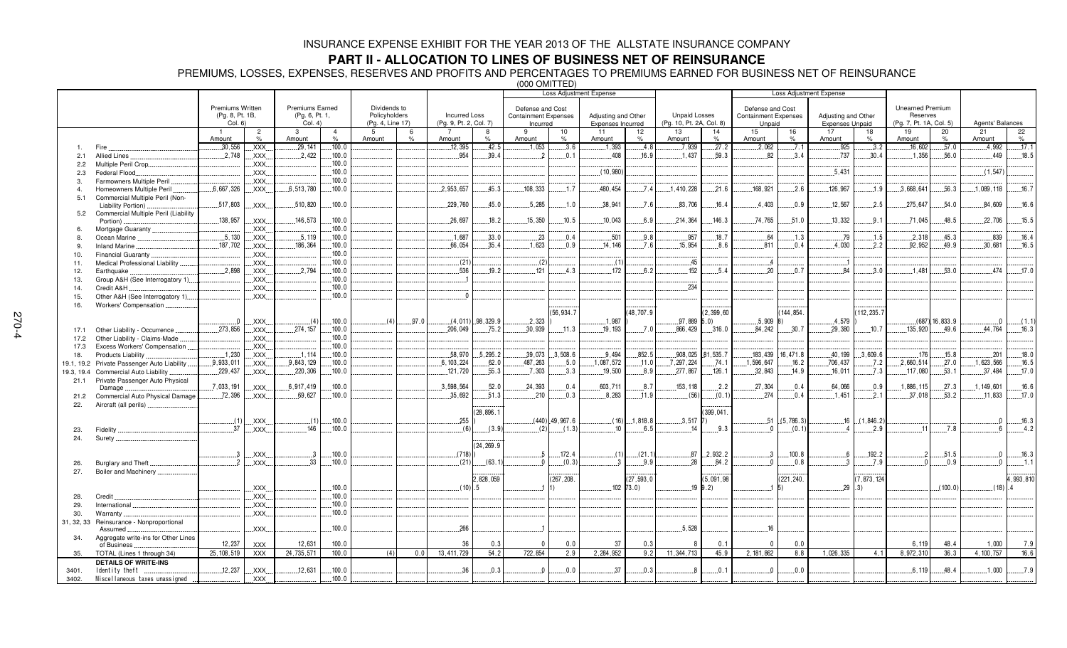# INSURANCE EXPENSE EXHIBIT FOR THE YEAR 2013 OF THE ALLSTATE INSURANCE COMPANY

## PART II - ALLOCATION TO LINES OF BUSINESS NET OF REINSURANCE

PREMIUMS, LOSSES, EXPENSES, RESERVES AND PROFITS AND PERCENTAGES TO PREMIUMS EARNED FOR BUSINESS NET OF REINSURANCE

(000 OMITTED)

| | | Premiums Written (Pg. 8, Pt. 1B, Col. 6) | | Premiums Earned (Pg. 6, Pt. 1, Col. 4) | | Dividends to Policyholders (Pg. 4, Line 17) | | Incurred Loss (Pg. 9, Pt. 2, Col. 7) | | Loss Adjustment Expense: Defense and Cost Containment Expenses Incurred | | Loss Adjustment Expense: Adjusting and Other Expenses Incurred | | Unpaid Losses (Pg. 10, Pt. 2A, Col. 8) | | Loss Adjustment Expense: Defense and Cost Containment Expenses Unpaid | | Loss Adjustment Expense: Adjusting and Other Expenses Unpaid | | Unearned Premium Reserves (Pg. 7, Pt. 1A, Col. 5) | | Agents' Balances | |
|---|---|---|---|---|---|---|---|---|---|---|---|---|---|---|---|---|---|---|---|---|---|---|---|
| | | 1 Amount | 2 % | 3 Amount | 4 % | 5 Amount | 6 % | 7 Amount | 8 % | 9 Amount | 10 % | 11 Amount | 12 % | 13 Amount | 14 % | 15 Amount | 16 % | 17 Amount | 18 % | 19 Amount | 20 % | 21 Amount | 22 % |
| 1. | Fire | 30,556 | XXX | 29,141 | 100.0 | | | 12,395 | 42.5 | 1,053 | 3.6 | 1,393 | 4.8 | 7,939 | 27.2 | 2,062 | 7.1 | 925 | 3.2 | 16,602 | 57.0 | 4,992 | 17.1 |
| 2.1 | Allied Lines | 2,748 | XXX | 2,422 | 100.0 | | | 954 | 39.4 | 2 | 0.1 | 408 | 16.9 | 1,437 | 59.3 | 82 | 3.4 | 737 | 30.4 | 1,356 | 56.0 | 449 | 18.5 |
| 2.2 | Multiple Peril Crop | | XXX | | 100.0 | | | | | | | | | | | | | | | | | | |
| 2.3 | Federal Flood | | XXX | | 100.0 | | | | | | | (10,980) | | | | | | 5,431 | | | | (1,547) | |
| 3. | Farmowners Multiple Peril | | XXX | | 100.0 | | | | | | | | | | | | | | | | | | |
| 4. | Homeowners Multiple Peril | 6,667,326 | XXX | 6,513,780 | 100.0 | | | 2,953,657 | 45.3 | 108,333 | 1.7 | 480,454 | 7.4 | 1,410,228 | 21.6 | 168,921 | 2.6 | 126,967 | 1.9 | 3,668,641 | 56.3 | 1,089,118 | 16.7 |
| 5.1 | Commercial Multiple Peril (Non-Liability Portion) | 517,803 | XXX | 510,820 | 100.0 | | | 229,760 | 45.0 | 5,285 | 1.0 | 38,941 | 7.6 | 83,706 | 16.4 | 4,403 | 0.9 | 12,567 | 2.5 | 275,647 | 54.0 | 84,609 | 16.6 |
| 5.2 | Commercial Multiple Peril (Liability Portion) | 138,957 | XXX | 146,573 | 100.0 | | | 26,697 | 18.2 | 15,350 | 10.5 | 10,043 | 6.9 | 214,364 | 146.3 | 74,765 | 51.0 | 13,332 | 9.1 | 71,045 | 48.5 | 22,706 | 15.5 |
| 6. | Mortgage Guaranty | | XXX | | 100.0 | | | | | | | | | | | | | | | | | | |
| 8. | Ocean Marine | 5,130 | XXX | 5,119 | 100.0 | | | 1,687 | 33.0 | 23 | 0.4 | 501 | 9.8 | 957 | 18.7 | 64 | 1.3 | 79 | 1.5 | 2,318 | 45.3 | 839 | 16.4 |
| 9. | Inland Marine | 187,702 | XXX | 186,364 | 100.0 | | | 66,054 | 35.4 | 1,623 | 0.9 | 14,146 | 7.6 | 15,954 | 8.6 | 811 | 0.4 | 4,030 | 2.2 | 92,952 | 49.9 | 30,681 | 16.5 |
| 10. | Financial Guaranty | | XXX | | 100.0 | | | | | | | | | | | | | | | | | | |
| 11. | Medical Professional Liability | | XXX | | 100.0 | | | (21) | | (2) | | (1) | | 45 | | 4 | | 1 | | | | | |
| 12. | Earthquake | 2,898 | XXX | 2,794 | 100.0 | | | 536 | 19.2 | 121 | 4.3 | 172 | 6.2 | 152 | 5.4 | 20 | 0.7 | 84 | 3.0 | 1,481 | 53.0 | 474 | 17.0 |
| 13. | Group A&H (See Interrogatory 1) | | XXX | | 100.0 | | | 1 | | | | | | | | | | | | | | | |
| 14. | Credit A&H | | XXX | | 100.0 | | | | | | | | | 234 | | | | | | | | | |
| 15. | Other A&H (See Interrogatory 1) | | XXX | | 100.0 | | | 0 | | | | | | | | | | | | | | | |
| 16. | Workers' Compensation | 0 | XXX | (4) | 100.0 | (4) | 97.0 | (4,011) | 98,329.9 | 2,323 | (56,934.7) | 1,987 | (48,707.9) | 97,889 | (2,399,605.0) | 5,909 | (144,854.8) | 4,579 | (112,235.7) | (687) | 16,833.9 | 0 | (1.1) |
| 17.1 | Other Liability - Occurrence | 273,856 | XXX | 274,157 | 100.0 | | | 206,049 | 75.2 | 30,939 | 11.3 | 19,193 | 7.0 | 866,429 | 316.0 | 84,242 | 30.7 | 29,380 | 10.7 | 135,920 | 49.6 | 44,764 | 16.3 |
| 17.2 | Other Liability - Claims-Made | | XXX | | 100.0 | | | | | | | | | | | | | | | | | | |
| 17.3 | Excess Workers' Compensation | | XXX | | 100.0 | | | | | | | | | | | | | | | | | | |
| 18. | Products Liability | 1,230 | XXX | 1,114 | 100.0 | | | 58,970 | 5,295.2 | 39,073 | 3,508.6 | 9,494 | 852.5 | 908,025 | 81,535.7 | 183,439 | 16,471.8 | 40,199 | 3,609.6 | 176 | 15.8 | 201 | 18.0 |
| 19.1, 19.2 | Private Passenger Auto Liability | 9,933,011 | XXX | 9,843,129 | 100.0 | | | 6,103,224 | 62.0 | 487,263 | 5.0 | 1,087,572 | 11.0 | 7,297,224 | 74.1 | 1,596,647 | 16.2 | 706,437 | 7.2 | 2,660,514 | 27.0 | 1,623,566 | 16.5 |
| 19.3, 19.4 | Commercial Auto Liability | 229,437 | XXX | 220,306 | 100.0 | | | 121,720 | 55.3 | 7,303 | 3.3 | 19,500 | 8.9 | 277,867 | 126.1 | 32,843 | 14.9 | 16,011 | 7.3 | 117,080 | 53.1 | 37,484 | 17.0 |
| 21.1 | Private Passenger Auto Physical Damage | 7,033,191 | XXX | 6,917,419 | 100.0 | | | 3,598,564 | 52.0 | 24,393 | 0.4 | 603,711 | 8.7 | 153,118 | 2.2 | 27,304 | 0.4 | 64,066 | 0.9 | 1,886,115 | 27.3 | 1,149,601 | 16.6 |
| 21.2 | Commercial Auto Physical Damage | 72,396 | XXX | 69,627 | 100.0 | | | 35,692 | 51.3 | 210 | 0.3 | 8,283 | 11.9 | (56) | (0.1) | 274 | 0.4 | 1,451 | 2.1 | 37,018 | 53.2 | 11,833 | 17.0 |
| 22. | Aircraft (all perils) | (1) | XXX | (1) | 100.0 | | | 255 | (28,896.1) | (440) | 49,967.6 | (16) | 1,818.8 | 3,517 | (399,041.7) | 51 | (5,786.3) | 16 | (1,846.2) | | | 0 | 16.3 |
| 23. | Fidelity | 37 | XXX | 146 | 100.0 | | | (6) | (3.9) | (2) | (1.3) | 10 | 6.5 | 14 | 9.3 | 0 | (0.1) | 4 | 2.9 | 11 | 7.8 | 6 | 4.2 |
| 24. | Surety | 3 | XXX | 3 | 100.0 | | | (718) | (24,269.9) | 5 | 172.4 | (1) | (21.1) | 87 | 2,932.2 | 3 | 100.8 | 6 | 192.2 | 2 | 51.5 | 0 | 16.3 |
| 26. | Burglary and Theft | 2 | XXX | 33 | 100.0 | | | (21) | (63.1) | 0 | (0.3) | 3 | 9.9 | 28 | 84.2 | 0 | 0.8 | 3 | 7.9 | 0 | 0.9 | 0 | 1.1 |
| 27. | Boiler and Machinery | | XXX | | 100.0 | | | (10) | 2,828,059.5 | 1 | (267,208.1) | 102 | (27,593,073.0) | 19 | (5,091,989.2) | 1 | (221,240.5) | 29 | (7,873,124.3) | | (100.0) | (18) | 4,993,810.4 |
| 28. | Credit | | XXX | | 100.0 | | | | | | | | | | | | | | | | | | |
| 29. | International | | XXX | | 100.0 | | | | | | | | | | | | | | | | | | |
| 30. | Warranty | | XXX | | 100.0 | | | | | | | | | | | | | | | | | | |
| 31, 32, 33 | Reinsurance - Nonproportional Assumed | | XXX | | 100.0 | | | 266 | | 1 | | | | 5,528 | | 16 | | | | | | | |
| 34. | Aggregate write-ins for Other Lines of Business | 12,237 | XXX | 12,631 | 100.0 | | | 36 | 0.3 | 0 | 0.0 | 37 | 0.3 | 8 | 0.1 | 0 | 0.0 | | | 6,119 | 48.4 | 1,000 | 7.9 |
| 35. | TOTAL (Lines 1 through 34) | 25,108,519 | XXX | 24,735,571 | 100.0 | (4) | 0.0 | 13,411,729 | 54.2 | 722,854 | 2.9 | 2,284,952 | 9.2 | 11,344,713 | 45.9 | 2,181,862 | 8.8 | 1,026,335 | 4.1 | 8,972,310 | 36.3 | 4,100,757 | 16.6 |
| | **DETAILS OF WRITE-INS** | | | | | | | | | | | | | | | | | | | | | | |
| 3401. | Identity theft | 12,237 | XXX | 12,631 | 100.0 | | | 36 | 0.3 | 0 | 0.0 | 37 | 0.3 | 8 | 0.1 | 0 | 0.0 | | | 6,119 | 48.4 | 1,000 | 7.9 |
| 3402. | Miscellaneous taxes unassigned | | XXX | | 100.0 | | | | | | | | | | | | | | | | | | |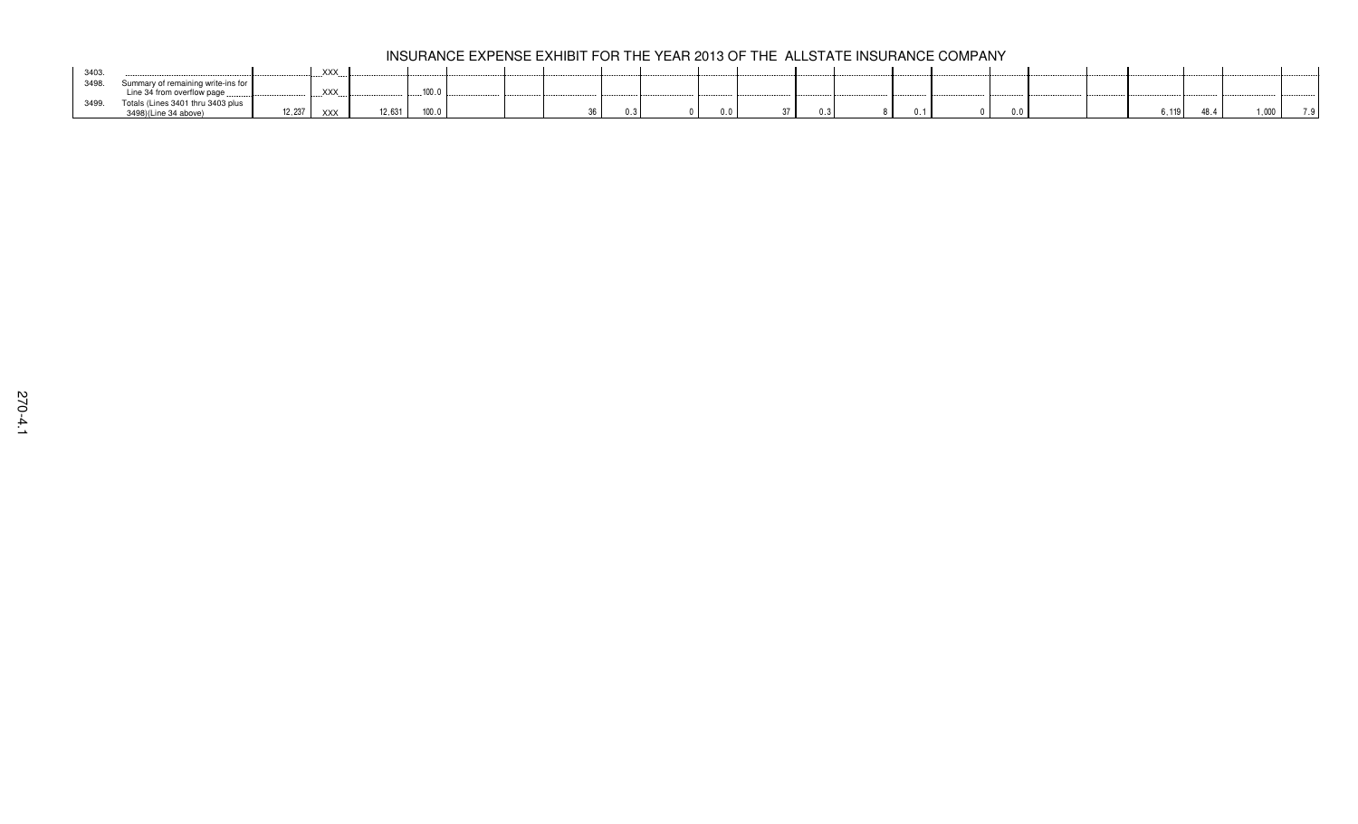# INSURANCE EXPENSE EXHIBIT FOR THE YEAR 2013 OF THE ALLSTATE INSURANCE COMPANY

| | | | | | | | | | | | | | | | | | | | | | | | |
|---|---|---|---|---|---|---|---|---|---|---|---|---|---|---|---|---|---|---|---|---|---|---|---|
| 3403. | | | XXX | | | | | | | | | | | | | | | | | | | | |
| 3498. | Summary of remaining write-ins for Line 34 from overflow page | | XXX | | 100.0 | | | | | | | | | | | | | | | | | | |
| 3499. | Totals (Lines 3401 thru 3403 plus 3498)(Line 34 above) | 12,237 | XXX | 12,631 | 100.0 | | | 36 | 0.3 | 0 | 0.0 | 37 | 0.3 | 8 | 0.1 | 0 | 0.0 | | | 6,119 | 48.4 | 1,000 | 7.9 |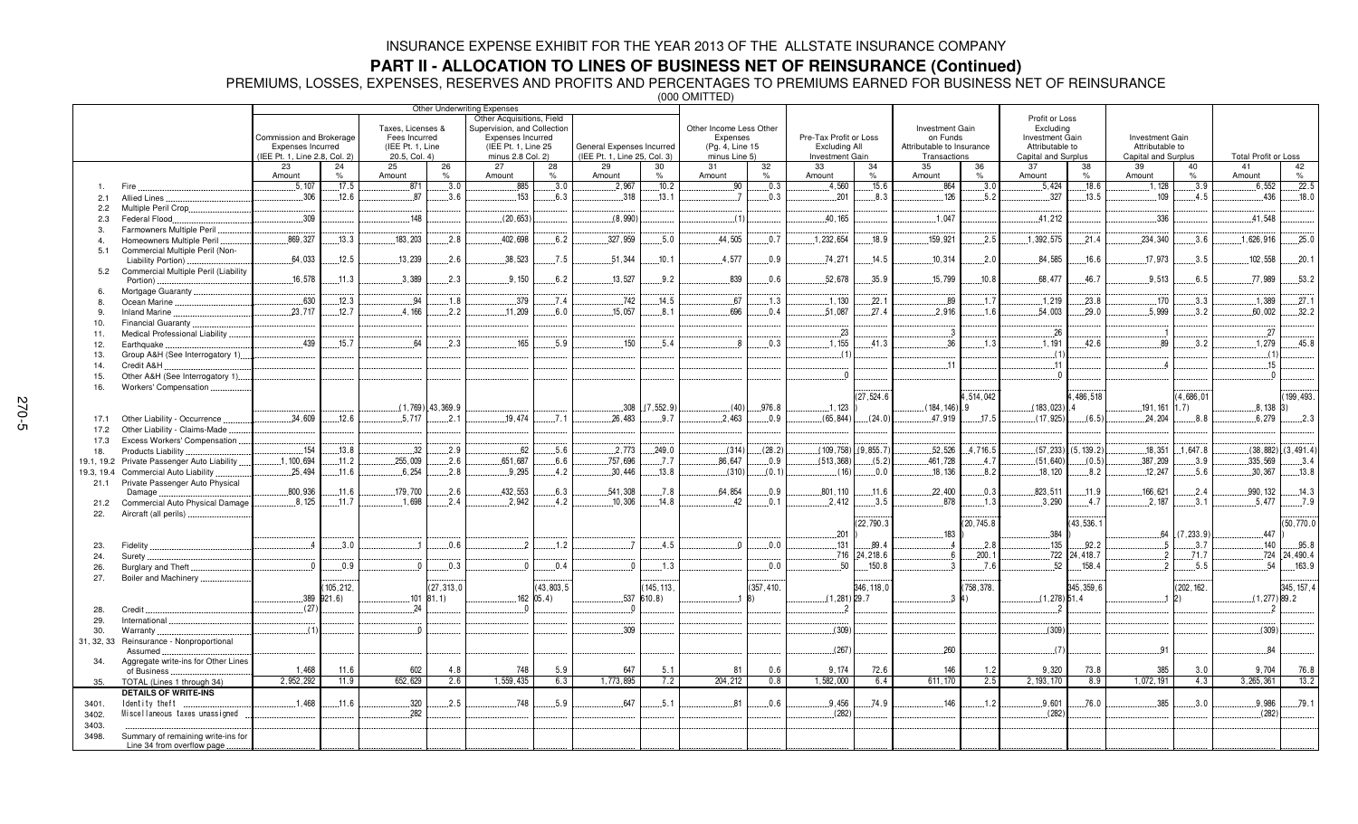# INSURANCE EXPENSE EXHIBIT FOR THE YEAR 2013 OF THE ALLSTATE INSURANCE COMPANY

## PART II - ALLOCATION TO LINES OF BUSINESS NET OF REINSURANCE (Continued)

PREMIUMS, LOSSES, EXPENSES, RESERVES AND PROFITS AND PERCENTAGES TO PREMIUMS EARNED FOR BUSINESS NET OF REINSURANCE

(000 OMITTED)

| | | Other Underwriting Expenses | | | | | | | | | | | | | | | | | | | |
|---|---|---|---|---|---|---|---|---|---|---|---|---|---|---|---|---|---|---|---|---|---|
| | | Commission and Brokerage Expenses Incurred (IEE Pt. 1, Line 2.8, Col. 2) | | Taxes, Licenses & Fees Incurred (IEE Pt. 1, Line 20.5, Col. 4) | | Other Acquisitions, Field Supervision, and Collection Expenses Incurred (IEE Pt. 1, Line 25 minus 2.8 Col. 2) | | General Expenses Incurred (IEE Pt. 1, Line 25, Col. 3) | | Other Income Less Other Expenses (Pg. 4, Line 15 minus Line 5) | | Pre-Tax Profit or Loss Excluding All Investment Gain | | Investment Gain on Funds Attributable to Insurance Transactions | | Profit or Loss Excluding Investment Gain Attributable to Capital and Surplus | | Investment Gain Attributable to Capital and Surplus | | Total Profit or Loss | |
| | | 23 Amount | 24 % | 25 Amount | 26 % | 27 Amount | 28 % | 29 Amount | 30 % | 31 Amount | 32 % | 33 Amount | 34 % | 35 Amount | 36 % | 37 Amount | 38 % | 39 Amount | 40 % | 41 Amount | 42 % |
| 1. | Fire | 5,107 | 17.5 | 871 | 3.0 | 885 | 3.0 | 2,967 | 10.2 | 90 | 0.3 | 4,560 | 15.6 | 864 | 3.0 | 5,424 | 18.6 | 1,128 | 3.9 | 6,552 | 22.5 |
| 2.1 | Allied Lines | 306 | 12.6 | 87 | 3.6 | 153 | 6.3 | 318 | 13.1 | 7 | 0.3 | 201 | 8.3 | 126 | 5.2 | 327 | 13.5 | 109 | 4.5 | 436 | 18.0 |
| 2.2 | Multiple Peril Crop | | | | | | | | | | | | | | | | | | | | |
| 2.3 | Federal Flood | 309 | | 148 | | (20,653) | | (8,990) | | (1) | | 40,165 | | 1,047 | | 41,212 | | 336 | | 41,548 | |
| 3. | Farmowners Multiple Peril | | | | | | | | | | | | | | | | | | | | |
| 4. | Homeowners Multiple Peril | 869,327 | 13.3 | 183,203 | 2.8 | 402,698 | 6.2 | 327,959 | 5.0 | 44,505 | 0.7 | 1,232,654 | 18.9 | 159,921 | 2.5 | 1,392,575 | 21.4 | 234,340 | 3.6 | 1,626,916 | 25.0 |
| 5.1 | Commercial Multiple Peril (Non-Liability Portion) | 64,033 | 12.5 | 13,239 | 2.6 | 38,523 | 7.5 | 51,344 | 10.1 | 4,577 | 0.9 | 74,271 | 14.5 | 10,314 | 2.0 | 84,585 | 16.6 | 17,973 | 3.5 | 102,558 | 20.1 |
| 5.2 | Commercial Multiple Peril (Liability Portion) | 16,578 | 11.3 | 3,389 | 2.3 | 9,150 | 6.2 | 13,527 | 9.2 | 839 | 0.6 | 52,678 | 35.9 | 15,799 | 10.8 | 68,477 | 46.7 | 9,513 | 6.5 | 77,989 | 53.2 |
| 6. | Mortgage Guaranty | | | | | | | | | | | | | | | | | | | | |
| 8. | Ocean Marine | 630 | 12.3 | 94 | 1.8 | 379 | 7.4 | 742 | 14.5 | 67 | 1.3 | 1,130 | 22.1 | 89 | 1.7 | 1,219 | 23.8 | 170 | 3.3 | 1,389 | 27.1 |
| 9. | Inland Marine | 23,717 | 12.7 | 4,166 | 2.2 | 11,209 | 6.0 | 15,057 | 8.1 | 696 | 0.4 | 51,087 | 27.4 | 2,916 | 1.6 | 54,003 | 29.0 | 5,999 | 3.2 | 60,002 | 32.2 |
| 10. | Financial Guaranty | | | | | | | | | | | | | | | | | | | | |
| 11. | Medical Professional Liability | | | | | | | | | | | 23 | | 3 | | 26 | | 1 | | 27 | |
| 12. | Earthquake | 439 | 15.7 | 64 | 2.3 | 165 | 5.9 | 150 | 5.4 | 8 | 0.3 | 1,155 | 41.3 | 36 | 1.3 | 1,191 | 42.6 | 89 | 3.2 | 1,279 | 45.8 |
| 13. | Group A&H (See Interrogatory 1) | | | | | | | | | | | (1) | | | | (1) | | | | (1) | |
| 14. | Credit A&H | | | | | | | | | | | | | 11 | | 11 | | 4 | | 15 | |
| 15. | Other A&H (See Interrogatory 1) | | | | | | | | | | | 0 | | | | 0 | | | | 0 | |
| 16. | Workers' Compensation | | | (1,769) | 43,369.9 | | | 308 | (7,552.9) | (40) | 976.8 | 1,123 | (27,524.6) | (184,146) | 4,514,042.9 | (183,023) | 4,486,518.4 | 191,161 | (4,686,011.7) | 8,138 | (199,493.3) |
| 17.1 | Other Liability - Occurrence | 34,609 | 12.6 | 5,717 | 2.1 | 19,474 | 7.1 | 26,483 | 9.7 | 2,463 | 0.9 | (65,844) | (24.0) | 47,919 | 17.5 | (17,925) | (6.5) | 24,204 | 8.8 | 6,279 | 2.3 |
| 17.2 | Other Liability - Claims-Made | | | | | | | | | | | | | | | | | | | | |
| 17.3 | Excess Workers' Compensation | | | | | | | | | | | | | | | | | | | | |
| 18. | Products Liability | 154 | 13.8 | 32 | 2.9 | 62 | 5.6 | 2,773 | 249.0 | (314) | (28.2) | (109,758) | (9,855.7) | 52,526 | 4,716.5 | (57,233) | (5,139.2) | 18,351 | 1,647.8 | (38,882) | (3,491.4) |
| 19.1, 19.2 | Private Passenger Auto Liability | 1,100,694 | 11.2 | 255,009 | 2.6 | 651,687 | 6.6 | 757,696 | 7.7 | 86,647 | 0.9 | (513,368) | (5.2) | 461,728 | 4.7 | (51,640) | (0.5) | 387,209 | 3.9 | 335,569 | 3.4 |
| 19.3, 19.4 | Commercial Auto Liability | 25,494 | 11.6 | 6,254 | 2.8 | 9,295 | 4.2 | 30,446 | 13.8 | (310) | (0.1) | (16) | 0.0 | 18,136 | 8.2 | 18,120 | 8.2 | 12,247 | 5.6 | 30,367 | 13.8 |
| 21.1 | Private Passenger Auto Physical Damage | 800,936 | 11.6 | 179,700 | 2.6 | 432,553 | 6.3 | 541,308 | 7.8 | 64,854 | 0.9 | 801,110 | 11.6 | 22,400 | 0.3 | 823,511 | 11.9 | 166,621 | 2.4 | 990,132 | 14.3 |
| 21.2 | Commercial Auto Physical Damage | 8,125 | 11.7 | 1,698 | 2.4 | 2,942 | 4.2 | 10,306 | 14.8 | 42 | 0.1 | 2,412 | 3.5 | 878 | 1.3 | 3,290 | 4.7 | 2,187 | 3.1 | 5,477 | 7.9 |
| 22. | Aircraft (all perils) | | | | | | | | | | | 201 | (22,790.3) | 183 | (20,745.8) | 384 | (43,536.1) | 64 | (7,233.9) | 447 | (50,770.0) |
| 23. | Fidelity | 4 | 3.0 | 1 | 0.6 | 2 | 1.2 | 7 | 4.5 | 0 | 0.0 | 131 | 89.4 | 4 | 2.8 | 135 | 92.2 | 5 | 3.7 | 140 | 95.8 |
| 24. | Surety | | | | | | | | | | | 716 | 24,218.6 | 6 | 200.1 | 722 | 24,418.7 | 2 | 71.7 | 724 | 24,490.4 |
| 26. | Burglary and Theft | 0 | 0.9 | 0 | 0.3 | 0 | 0.4 | 0 | 1.3 | | 0.0 | 50 | 150.8 | 3 | 7.6 | 52 | 158.4 | 2 | 5.5 | 54 | 163.9 |
| 27. | Boiler and Machinery | 389 | (105,212,921.6) | 101 | (27,313,081.1) | 162 | (43,803,505.4) | 537 | (145,113,610.8) | 1 | (357,410,18) | (1,281) | 346,118,029.7 | 3 | (758,378,4) | (1,278) | 345,359,651.4 | 1 | (202,162,2) | (1,277) | 345,157,489.2 |
| 28. | Credit | (27) | | 24 | | 0 | | 0 | | | | 2 | | | | 2 | | | | 2 | |
| 29. | International | | | | | | | | | | | | | | | | | | | | |
| 30. | Warranty | (1) | | 0 | | | | 309 | | | | (309) | | | | (309) | | | | (309) | |
| 31, 32, 33 | Reinsurance - Nonproportional Assumed | | | | | | | | | | | (267) | | 260 | | (7) | | 91 | | 84 | |
| 34. | Aggregate write-ins for Other Lines of Business | 1,468 | 11.6 | 602 | 4.8 | 748 | 5.9 | 647 | 5.1 | 81 | 0.6 | 9,174 | 72.6 | 146 | 1.2 | 9,320 | 73.8 | 385 | 3.0 | 9,704 | 76.8 |
| 35. | TOTAL (Lines 1 through 34) | 2,952,292 | 11.9 | 652,629 | 2.6 | 1,559,435 | 6.3 | 1,773,895 | 7.2 | 204,212 | 0.8 | 1,582,000 | 6.4 | 611,170 | 2.5 | 2,193,170 | 8.9 | 1,072,191 | 4.3 | 3,265,361 | 13.2 |
| | **DETAILS OF WRITE-INS** | | | | | | | | | | | | | | | | | | | | |
| 3401. | Identity theft | 1,468 | 11.6 | 320 | 2.5 | 748 | 5.9 | 647 | 5.1 | 81 | 0.6 | 9,456 | 74.9 | 146 | 1.2 | 9,601 | 76.0 | 385 | 3.0 | 9,986 | 79.1 |
| 3402. | Miscellaneous taxes unassigned | | | 282 | | | | | | | | (282) | | | | (282) | | | | (282) | |
| 3403. | | | | | | | | | | | | | | | | | | | | | |
| 3498. | Summary of remaining write-ins for Line 34 from overflow page | | | | | | | | | | | | | | | | | | | | |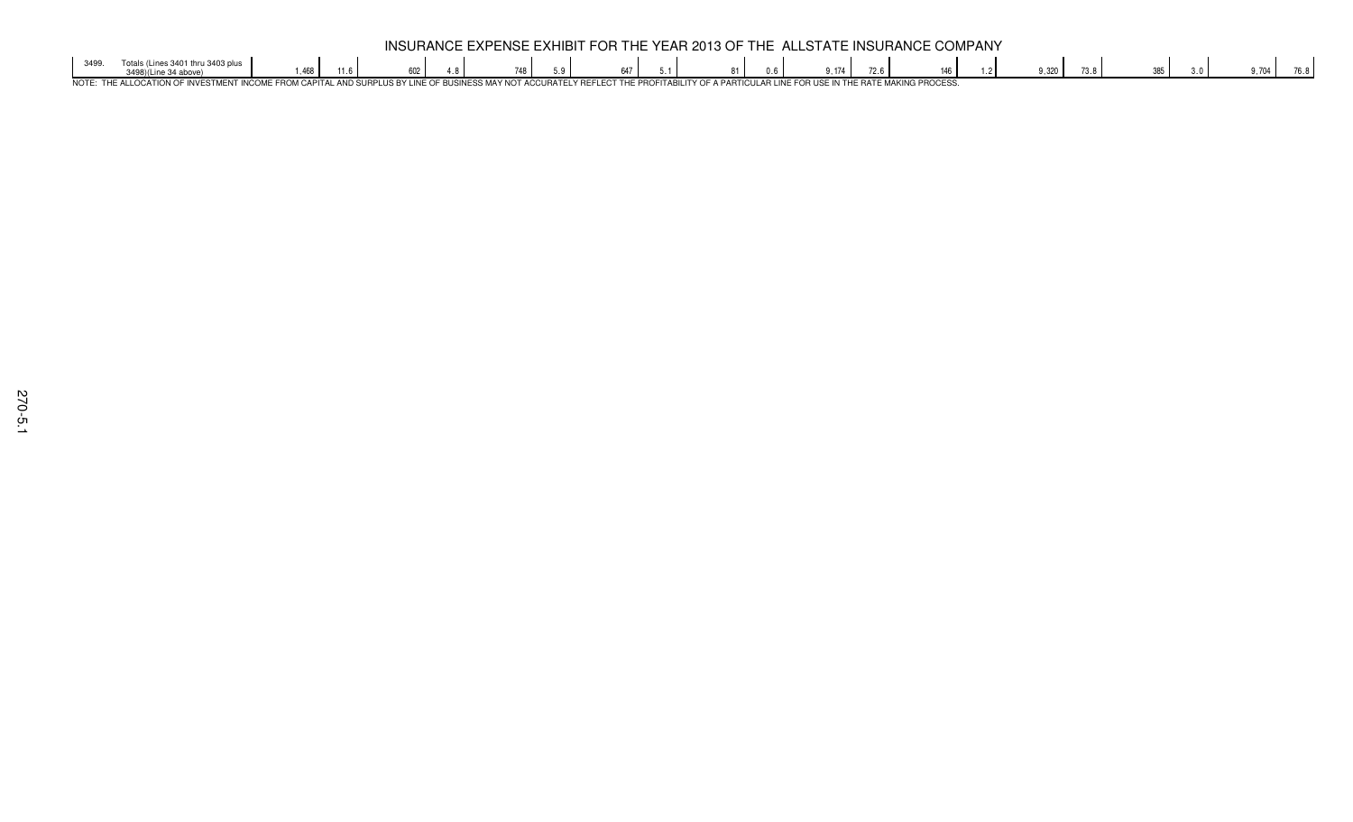# INSURANCE EXPENSE EXHIBIT FOR THE YEAR 2013 OF THE ALLSTATE INSURANCE COMPANY

| | | | | | | | | | | | | | | | | | | | | | |
|---|---|---|---|---|---|---|---|---|---|---|---|---|---|---|---|---|---|---|---|---|---|
| 3499. | Totals (Lines 3401 thru 3403 plus 3498)(Line 34 above) | 1,468 | 11.6 | 602 | 4.8 | 748 | 5.9 | 647 | 5.1 | 81 | 0.6 | 9,174 | 72.6 | 146 | 1.2 | 9,320 | 73.8 | 385 | 3.0 | 9,704 | 76.8 |

NOTE: THE ALLOCATION OF INVESTMENT INCOME FROM CAPITAL AND SURPLUS BY LINE OF BUSINESS MAY NOT ACCURATELY REFLECT THE PROFITABILITY OF A PARTICULAR LINE FOR USE IN THE RATE MAKING PROCESS.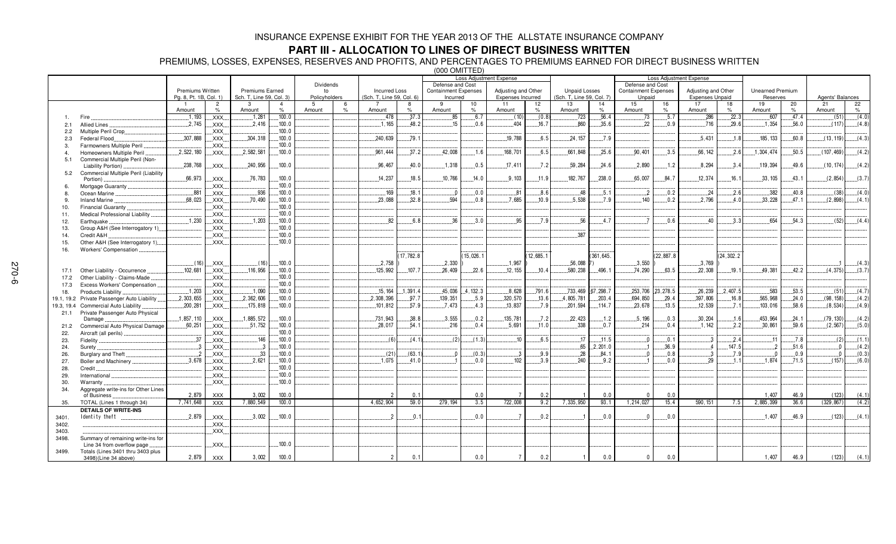# INSURANCE EXPENSE EXHIBIT FOR THE YEAR 2013 OF THE ALLSTATE INSURANCE COMPANY

## PART III - ALLOCATION TO LINES OF DIRECT BUSINESS WRITTEN

PREMIUMS, LOSSES, EXPENSES, RESERVES AND PROFITS, AND PERCENTAGES TO PREMIUMS EARNED FOR DIRECT BUSINESS WRITTEN

(000 OMITTED)

| | | Premiums Written Pg. 8, Pt. 1B, Col. 1) | | Premiums Earned Sch. T, Line 59, Col. 3) | | Dividends to Policyholders | | Incurred Loss (Sch. T, Line 59, Col. 6) | | Loss Adjustment Expense: Defense and Cost Containment Expenses Incurred | | Loss Adjustment Expense: Adjusting and Other Expenses Incurred | | Unpaid Losses (Sch. T, Line 59, Col. 7) | | Loss Adjustment Expense: Defense and Cost Containment Expenses Unpaid | | Loss Adjustment Expense: Adjusting and Other Expenses Unpaid | | Unearned Premium Reserves | | Agents' Balances | |
|---|---|---|---|---|---|---|---|---|---|---|---|---|---|---|---|---|---|---|---|---|---|---|---|
| | | 1 Amount | 2 % | 3 Amount | 4 % | 5 Amount | 6 % | 7 Amount | 8 % | 9 Amount | 10 % | 11 Amount | 12 % | 13 Amount | 14 % | 15 Amount | 16 % | 17 Amount | 18 % | 19 Amount | 20 % | 21 Amount | 22 % |
| 1. | Fire | 1,193 | XXX | 1,281 | 100.0 | | | 478 | 37.3 | 85 | 6.7 | (10) | (0.8) | 723 | 56.4 | 73 | 5.7 | 286 | 22.3 | 607 | 47.4 | (51) | (4.0) |
| 2.1 | Allied Lines | 2,745 | XXX | 2,416 | 100.0 | | | 1,165 | 48.2 | 15 | 0.6 | 404 | 16.7 | 860 | 35.6 | 22 | 0.9 | 716 | 29.6 | 1,354 | 56.0 | (117) | (4.8) |
| 2.2 | Multiple Peril Crop | | XXX | | 100.0 | | | | | | | | | | | | | | | | | | |
| 2.3 | Federal Flood | 307,888 | XXX | 304,318 | 100.0 | | | 240,639 | 79.1 | | | 19,788 | 6.5 | 24,157 | 7.9 | | | 5,431 | 1.8 | 185,133 | 60.8 | (13,119) | (4.3) |
| 3. | Farmowners Multiple Peril | | XXX | | 100.0 | | | | | | | | | | | | | | | | | | |
| 4. | Homeowners Multiple Peril | 2,522,180 | XXX | 2,582,581 | 100.0 | | | 961,444 | 37.2 | 42,008 | 1.6 | 168,701 | 6.5 | 661,848 | 25.6 | 90,401 | 3.5 | 66,142 | 2.6 | 1,304,474 | 50.5 | (107,469) | (4.2) |
| 5.1 | Commercial Multiple Peril (Non-Liability Portion) | 238,768 | XXX | 240,956 | 100.0 | | | 96,467 | 40.0 | 1,318 | 0.5 | 17,411 | 7.2 | 59,284 | 24.6 | 2,890 | 1.2 | 8,294 | 3.4 | 119,394 | 49.6 | (10,174) | (4.2) |
| 5.2 | Commercial Multiple Peril (Liability Portion) | 66,973 | XXX | 76,783 | 100.0 | | | 14,237 | 18.5 | 10,766 | 14.0 | 9,103 | 11.9 | 182,767 | 238.0 | 65,007 | 84.7 | 12,374 | 16.1 | 33,105 | 43.1 | (2,854) | (3.7) |
| 6. | Mortgage Guaranty | | XXX | | 100.0 | | | | | | | | | | | | | | | | | | |
| 8. | Ocean Marine | 881 | XXX | 936 | 100.0 | | | 169 | 18.1 | 0 | 0.0 | 81 | 8.6 | 48 | 5.1 | 2 | 0.2 | 24 | 2.6 | 382 | 40.8 | (38) | (4.0) |
| 9. | Inland Marine | 68,023 | XXX | 70,490 | 100.0 | | | 23,088 | 32.8 | 594 | 0.8 | 7,685 | 10.9 | 5,538 | 7.9 | 140 | 0.2 | 2,796 | 4.0 | 33,228 | 47.1 | (2,898) | (4.1) |
| 10. | Financial Guaranty | | XXX | | 100.0 | | | | | | | | | | | | | | | | | | |
| 11. | Medical Professional Liability | | XXX | | 100.0 | | | | | | | | | | | | | | | | | | |
| 12. | Earthquake | 1,230 | XXX | 1,203 | 100.0 | | | 82 | 6.8 | 36 | 3.0 | 95 | 7.9 | 56 | 4.7 | 7 | 0.6 | 40 | 3.3 | 654 | 54.3 | (52) | (4.4) |
| 13. | Group A&H (See Interrogatory 1) | | XXX | | 100.0 | | | | | | | | | | | | | | | | | | |
| 14. | Credit A&H | | XXX | | 100.0 | | | | | | | | | 387 | | | | | | | | | |
| 15. | Other A&H (See Interrogatory 1) | | XXX | | 100.0 | | | | | | | | | | | | | | | | | | |
| 16. | Workers' Compensation | (16) | XXX | (16) | 100.0 | | | 2,758 | (17,782.8) | 2,330 | (15,026.1) | 1,967 | (12,685.1) | 56,088 | (361,645.7) | 3,550 | (22,887.8) | 3,769 | (24,302.2) | | | 1 | (4.3) |
| 17.1 | Other Liability - Occurrence | 102,681 | XXX | 116,956 | 100.0 | | | 125,992 | 107.7 | 26,409 | 22.6 | 12,155 | 10.4 | 580,238 | 496.1 | 74,290 | 63.5 | 22,308 | 19.1 | 49,381 | 42.2 | (4,375) | (3.7) |
| 17.2 | Other Liability - Claims-Made | | XXX | | 100.0 | | | | | | | | | | | | | | | | | | |
| 17.3 | Excess Workers' Compensation | | XXX | | 100.0 | | | | | | | | | | | | | | | | | | |
| 18. | Products Liability | 1,203 | XXX | 1,090 | 100.0 | | | 15,164 | 1,391.4 | 45,036 | 4,132.3 | 8,628 | 791.6 | 733,469 | 67,298.7 | 253,706 | 23,278.5 | 26,239 | 2,407.5 | 583 | 53.5 | (51) | (4.7) |
| 19.1, 19.2 | Private Passenger Auto Liability | 2,303,655 | XXX | 2,362,606 | 100.0 | | | 2,308,396 | 97.7 | 139,351 | 5.9 | 320,570 | 13.6 | 4,805,781 | 203.4 | 694,850 | 29.4 | 397,806 | 16.8 | 565,968 | 24.0 | (98,158) | (4.2) |
| 19.3, 19.4 | Commercial Auto Liability | 200,281 | XXX | 175,818 | 100.0 | | | 101,812 | 57.9 | 7,473 | 4.3 | 13,837 | 7.9 | 201,594 | 114.7 | 23,678 | 13.5 | 12,539 | 7.1 | 103,016 | 58.6 | (8,534) | (4.9) |
| 21.1 | Private Passenger Auto Physical Damage | 1,857,110 | XXX | 1,885,572 | 100.0 | | | 731,943 | 38.8 | 3,555 | 0.2 | 135,781 | 7.2 | 22,423 | 1.2 | 5,196 | 0.3 | 30,204 | 1.6 | 453,964 | 24.1 | (79,130) | (4.2) |
| 21.2 | Commercial Auto Physical Damage | 60,251 | XXX | 51,752 | 100.0 | | | 28,017 | 54.1 | 216 | 0.4 | 5,691 | 11.0 | 338 | 0.7 | 214 | 0.4 | 1,142 | 2.2 | 30,861 | 59.6 | (2,567) | (5.0) |
| 22. | Aircraft (all perils) | | XXX | | 100.0 | | | | | | | | | | | | | | | | | | |
| 23. | Fidelity | 37 | XXX | 146 | 100.0 | | | (6) | (4.1) | (2) | (1.3) | 10 | 6.5 | 17 | 11.5 | 0 | 0.1 | 3 | 2.4 | 11 | 7.8 | (2) | (1.1) |
| 24. | Surety | 3 | XXX | 3 | 100.0 | | | | | | | | | 65 | 2,201.0 | 1 | 36.9 | 4 | 147.5 | 2 | 51.6 | 0 | (4.2) |
| 26. | Burglary and Theft | 2 | XXX | 33 | 100.0 | | | (21) | (63.1) | 0 | (0.3) | 3 | 9.9 | 28 | 84.1 | 0 | 0.8 | 3 | 7.9 | 0 | 0.9 | 0 | (0.3) |
| 27. | Boiler and Machinery | 3,678 | XXX | 2,621 | 100.0 | | | 1,075 | 41.0 | 1 | 0.0 | 102 | 3.9 | 240 | 9.2 | 1 | 0.0 | 29 | 1.1 | 1,874 | 71.5 | (157) | (6.0) |
| 28. | Credit | | XXX | | 100.0 | | | | | | | | | | | | | | | | | | |
| 29. | International | | XXX | | 100.0 | | | | | | | | | | | | | | | | | | |
| 30. | Warranty | | XXX | | 100.0 | | | | | | | | | | | | | | | | | | |
| 34. | Aggregate write-ins for Other Lines of Business | 2,879 | XXX | 3,002 | 100.0 | | | 2 | 0.1 | | 0.0 | 7 | 0.2 | 1 | 0.0 | 0 | 0.0 | | | 1,407 | 46.9 | (123) | (4.1) |
| 35. | TOTAL (Lines 1 through 34) | 7,741,648 | XXX | 7,880,549 | 100.0 | | | 4,652,904 | 59.0 | 279,194 | 3.5 | 722,008 | 9.2 | 7,335,950 | 93.1 | 1,214,027 | 15.4 | 590,151 | 7.5 | 2,885,399 | 36.6 | (329,867) | (4.2) |
| | **DETAILS OF WRITE-INS** | | | | | | | | | | | | | | | | | | | | | | |
| 3401. | Identity theft | 2,879 | XXX | 3,002 | 100.0 | | | 2 | 0.1 | | 0.0 | 7 | 0.2 | 1 | 0.0 | 0 | 0.0 | | | 1,407 | 46.9 | (123) | (4.1) |
| 3402. | | | XXX | | | | | | | | | | | | | | | | | | | | |
| 3403. | | | XXX | | | | | | | | | | | | | | | | | | | | |
| 3498. | Summary of remaining write-ins for Line 34 from overflow page | | XXX | | 100.0 | | | | | | | | | | | | | | | | | | |
| 3499. | Totals (Lines 3401 thru 3403 plus 3498)(Line 34 above) | 2,879 | XXX | 3,002 | 100.0 | | | 2 | 0.1 | | 0.0 | 7 | 0.2 | 1 | 0.0 | 0 | 0.0 | | | 1,407 | 46.9 | (123) | (4.1) |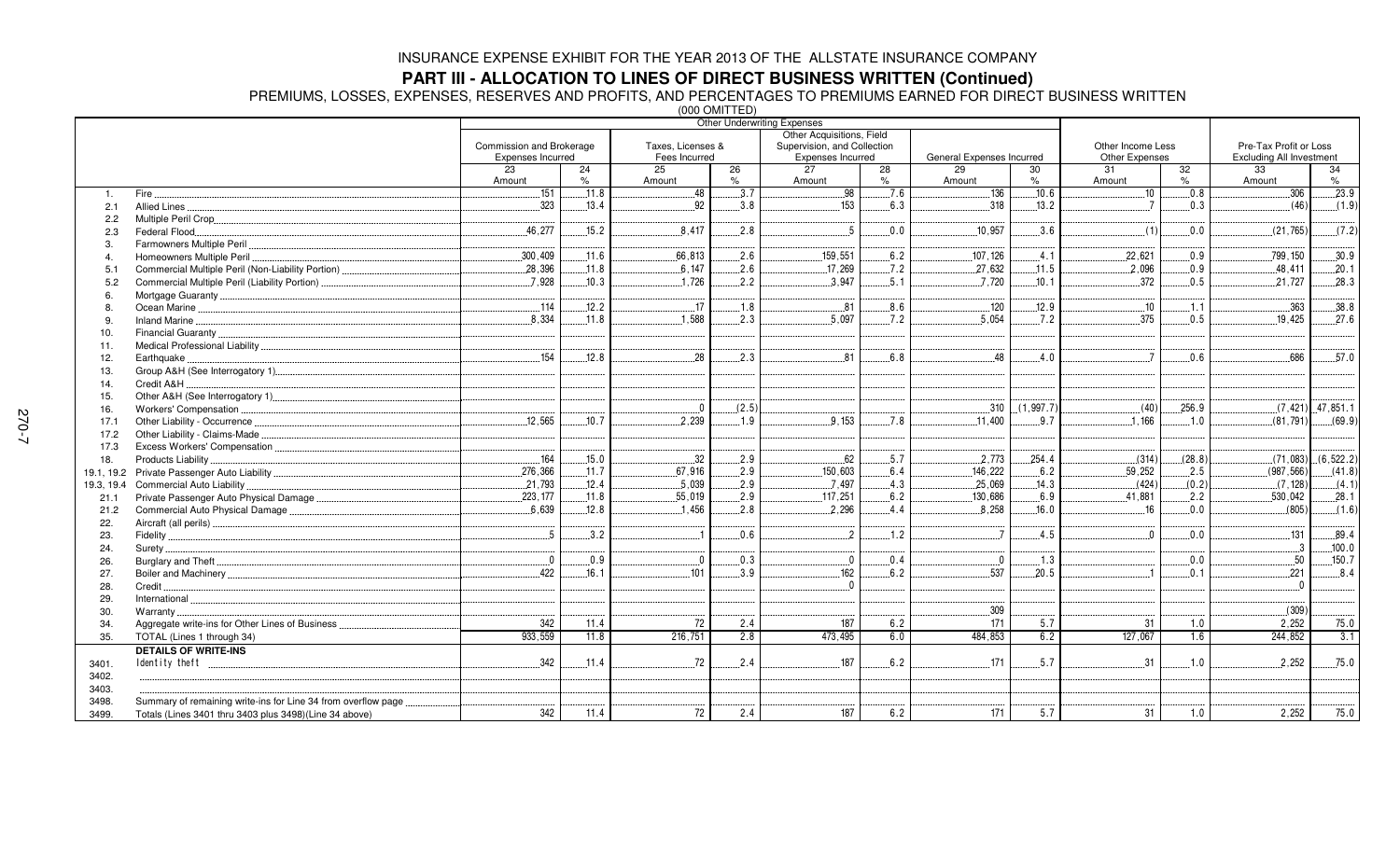# INSURANCE EXPENSE EXHIBIT FOR THE YEAR 2013 OF THE ALLSTATE INSURANCE COMPANY

## PART III - ALLOCATION TO LINES OF DIRECT BUSINESS WRITTEN (Continued)

PREMIUMS, LOSSES, EXPENSES, RESERVES AND PROFITS, AND PERCENTAGES TO PREMIUMS EARNED FOR DIRECT BUSINESS WRITTEN

(000 OMITTED)

| | | Other Underwriting Expenses | | | | | | | | | | | |
|---|---|---|---|---|---|---|---|---|---|---|---|---|---|
| | | Commission and Brokerage Expenses Incurred | | Taxes, Licenses & Fees Incurred | | Other Acquisitions, Field Supervision, and Collection Expenses Incurred | | General Expenses Incurred | | Other Income Less Other Expenses | | Pre-Tax Profit or Loss Excluding All Investment | |
| | | 23 Amount | 24 % | 25 Amount | 26 % | 27 Amount | 28 % | 29 Amount | 30 % | 31 Amount | 32 % | 33 Amount | 34 % |
| 1. | Fire | 151 | 11.8 | 48 | 3.7 | 98 | 7.6 | 136 | 10.6 | 10 | 0.8 | 306 | 23.9 |
| 2.1 | Allied Lines | 323 | 13.4 | 92 | 3.8 | 153 | 6.3 | 318 | 13.2 | 7 | 0.3 | (46) | (1.9) |
| 2.2 | Multiple Peril Crop | | | | | | | | | | | | |
| 2.3 | Federal Flood | 46,277 | 15.2 | 8,417 | 2.8 | 5 | 0.0 | 10,957 | 3.6 | (1) | 0.0 | (21,765) | (7.2) |
| 3. | Farmowners Multiple Peril | | | | | | | | | | | | |
| 4. | Homeowners Multiple Peril | 300,409 | 11.6 | 66,813 | 2.6 | 159,551 | 6.2 | 107,126 | 4.1 | 22,621 | 0.9 | 799,150 | 30.9 |
| 5.1 | Commercial Multiple Peril (Non-Liability Portion) | 28,396 | 11.8 | 6,147 | 2.6 | 17,269 | 7.2 | 27,632 | 11.5 | 2,096 | 0.9 | 48,411 | 20.1 |
| 5.2 | Commercial Multiple Peril (Liability Portion) | 7,928 | 10.3 | 1,726 | 2.2 | 3,947 | 5.1 | 7,720 | 10.1 | 372 | 0.5 | 21,727 | 28.3 |
| 6. | Mortgage Guaranty | | | | | | | | | | | | |
| 8. | Ocean Marine | 114 | 12.2 | 17 | 1.8 | 81 | 8.6 | 120 | 12.9 | 10 | 1.1 | 363 | 38.8 |
| 9. | Inland Marine | 8,334 | 11.8 | 1,588 | 2.3 | 5,097 | 7.2 | 5,054 | 7.2 | 375 | 0.5 | 19,425 | 27.6 |
| 10. | Financial Guaranty | | | | | | | | | | | | |
| 11. | Medical Professional Liability | | | | | | | | | | | | |
| 12. | Earthquake | 154 | 12.8 | 28 | 2.3 | 81 | 6.8 | 48 | 4.0 | 7 | 0.6 | 686 | 57.0 |
| 13. | Group A&H (See Interrogatory 1) | | | | | | | | | | | | |
| 14. | Credit A&H | | | | | | | | | | | | |
| 15. | Other A&H (See Interrogatory 1) | | | | | | | | | | | | |
| 16. | Workers' Compensation | | | 0 | (2.5) | | | 310 | (1,997.7) | (40) | 256.9 | (7,421) | 47,851.1 |
| 17.1 | Other Liability - Occurrence | 12,565 | 10.7 | 2,239 | 1.9 | 9,153 | 7.8 | 11,400 | 9.7 | 1,166 | 1.0 | (81,791) | (69.9) |
| 17.2 | Other Liability - Claims-Made | | | | | | | | | | | | |
| 17.3 | Excess Workers' Compensation | | | | | | | | | | | | |
| 18. | Products Liability | 164 | 15.0 | 32 | 2.9 | 62 | 5.7 | 2,773 | 254.4 | (314) | (28.8) | (71,083) | (6,522.2) |
| 19.1, 19.2 | Private Passenger Auto Liability | 276,366 | 11.7 | 67,916 | 2.9 | 150,603 | 6.4 | 146,222 | 6.2 | 59,252 | 2.5 | (987,566) | (41.8) |
| 19.3, 19.4 | Commercial Auto Liability | 21,793 | 12.4 | 5,039 | 2.9 | 7,497 | 4.3 | 25,069 | 14.3 | (424) | (0.2) | (7,128) | (4.1) |
| 21.1 | Private Passenger Auto Physical Damage | 223,177 | 11.8 | 55,019 | 2.9 | 117,251 | 6.2 | 130,686 | 6.9 | 41,881 | 2.2 | 530,042 | 28.1 |
| 21.2 | Commercial Auto Physical Damage | 6,639 | 12.8 | 1,456 | 2.8 | 2,296 | 4.4 | 8,258 | 16.0 | 16 | 0.0 | (805) | (1.6) |
| 22. | Aircraft (all perils) | | | | | | | | | | | | |
| 23. | Fidelity | 5 | 3.2 | 1 | 0.6 | 2 | 1.2 | 7 | 4.5 | 0 | 0.0 | 131 | 89.4 |
| 24. | Surety | | | | | | | | | | | 3 | 100.0 |
| 26. | Burglary and Theft | 0 | 0.9 | 0 | 0.3 | 0 | 0.4 | 0 | 1.3 | | 0.0 | 50 | 150.7 |
| 27. | Boiler and Machinery | 422 | 16.1 | 101 | 3.9 | 162 | 6.2 | 537 | 20.5 | 1 | 0.1 | 221 | 8.4 |
| 28. | Credit | | | | | 0 | | | | | | 0 | |
| 29. | International | | | | | | | | | | | | |
| 30. | Warranty | | | | | | | 309 | | | | (309) | |
| 34. | Aggregate write-ins for Other Lines of Business | 342 | 11.4 | 72 | 2.4 | 187 | 6.2 | 171 | 5.7 | 31 | 1.0 | 2,252 | 75.0 |
| 35. | TOTAL (Lines 1 through 34) | 933,559 | 11.8 | 216,751 | 2.8 | 473,495 | 6.0 | 484,853 | 6.2 | 127,067 | 1.6 | 244,852 | 3.1 |
| | **DETAILS OF WRITE-INS** | | | | | | | | | | | | |
| 3401. | Identity theft | 342 | 11.4 | 72 | 2.4 | 187 | 6.2 | 171 | 5.7 | 31 | 1.0 | 2,252 | 75.0 |
| 3402. | | | | | | | | | | | | | |
| 3403. | | | | | | | | | | | | | |
| 3498. | Summary of remaining write-ins for Line 34 from overflow page | | | | | | | | | | | | |
| 3499. | Totals (Lines 3401 thru 3403 plus 3498)(Line 34 above) | 342 | 11.4 | 72 | 2.4 | 187 | 6.2 | 171 | 5.7 | 31 | 1.0 | 2,252 | 75.0 |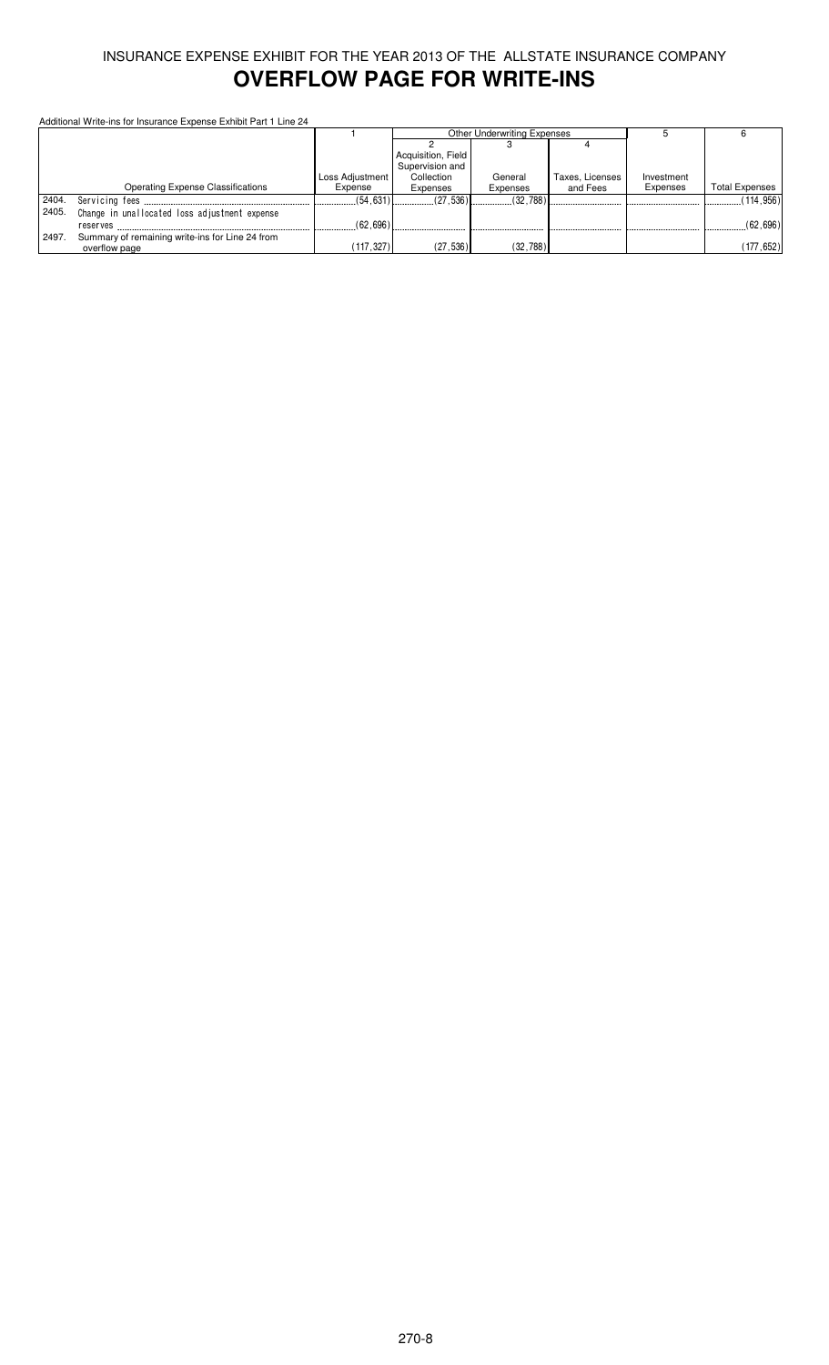# INSURANCE EXPENSE EXHIBIT FOR THE YEAR 2013 OF THE ALLSTATE INSURANCE COMPANY

## OVERFLOW PAGE FOR WRITE-INS

Additional Write-ins for Insurance Expense Exhibit Part 1 Line 24

| | | 1 | Other Underwriting Expenses | | | 5 | 6 |
|---|---|---|---|---|---|---|---|
| | | | 2 | 3 | 4 | | |
| | Operating Expense Classifications | Loss Adjustment Expense | Acquisition, Field Supervision and Collection Expenses | General Expenses | Taxes, Licenses and Fees | Investment Expenses | Total Expenses |
| 2404. | Servicing fees | (54,631) | (27,536) | (32,788) | | | (114,956) |
| 2405. | Change in unallocated loss adjustment expense reserves | (62,696) | | | | | (62,696) |
| 2497. | Summary of remaining write-ins for Line 24 from overflow page | (117,327) | (27,536) | (32,788) | | | (177,652) |